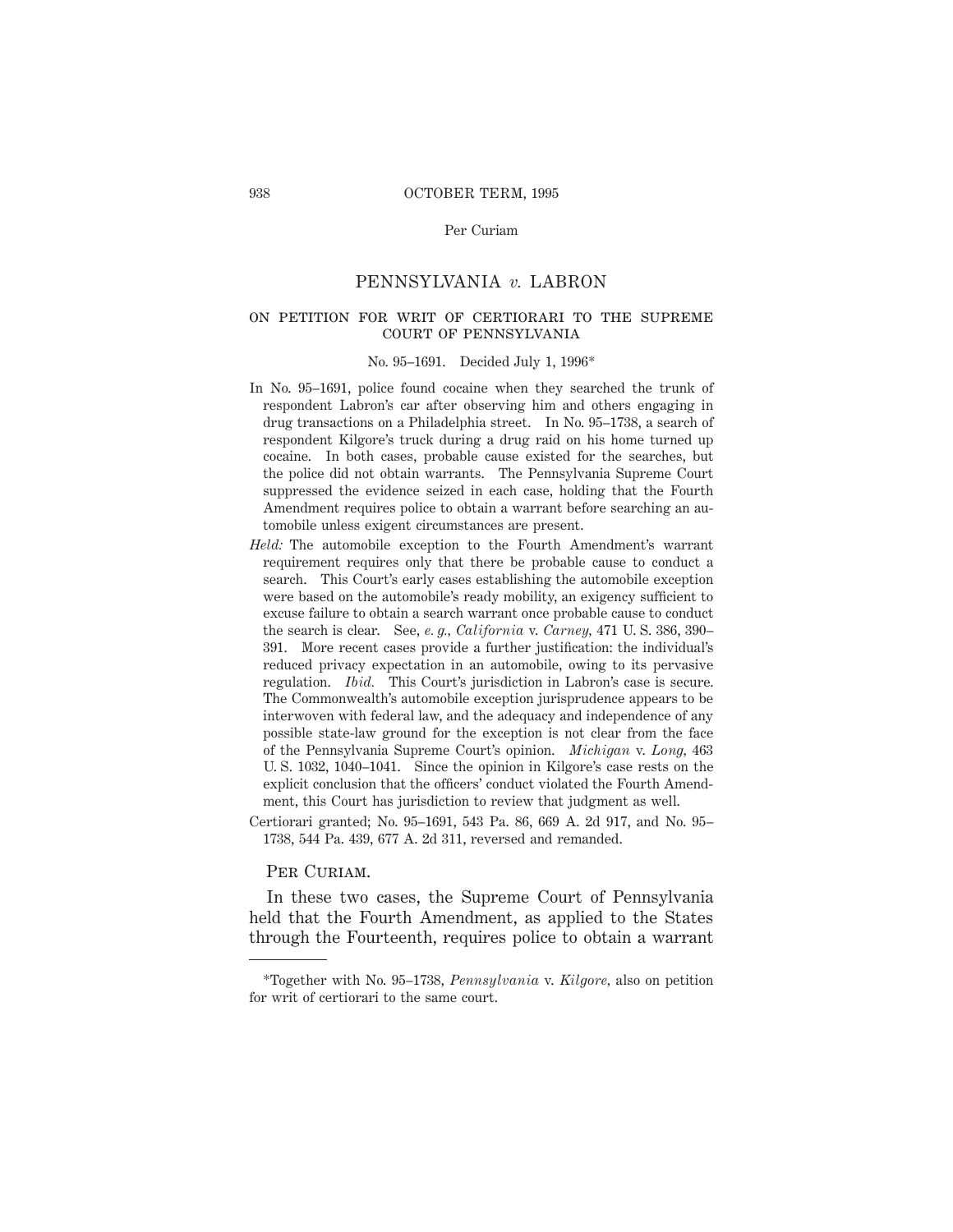# PENNSYLVANIA *v.* LABRON

## ON PETITION FOR WRIT OF CERTIORARI TO THE SUPREME COURT OF PENNSYLVANIA

No. 95–1691. Decided July 1, 1996*

In No. 95–1691, police found cocaine when they searched the trunk of respondent Labron's car after observing him and others engaging in drug transactions on a Philadelphia street. In No. 95–1738, a search of respondent Kilgore's truck during a drug raid on his home turned up cocaine. In both cases, probable cause existed for the searches, but the police did not obtain warrants. The Pennsylvania Supreme Court suppressed the evidence seized in each case, holding that the Fourth Amendment requires police to obtain a warrant before searching an automobile unless exigent circumstances are present.

*Held:* The automobile exception to the Fourth Amendment's warrant requirement requires only that there be probable cause to conduct a search. This Court's early cases establishing the automobile exception were based on the automobile's ready mobility, an exigency sufficient to excuse failure to obtain a search warrant once probable cause to conduct the search is clear. See, *e. g., California* v. *Carney,* 471 U. S. 386, 390–391. More recent cases provide a further justification: the individual's reduced privacy expectation in an automobile, owing to its pervasive regulation. *Ibid.* This Court's jurisdiction in Labron's case is secure. The Commonwealth's automobile exception jurisprudence appears to be interwoven with federal law, and the adequacy and independence of any possible state-law ground for the exception is not clear from the face of the Pennsylvania Supreme Court's opinion. *Michigan* v. *Long,* 463 U. S. 1032, 1040–1041. Since the opinion in Kilgore's case rests on the explicit conclusion that the officers' conduct violated the Fourth Amendment, this Court has jurisdiction to review that judgment as well.

Certiorari granted; No. 95–1691, 543 Pa. 86, 669 A. 2d 917, and No. 95–1738, 544 Pa. 439, 677 A. 2d 311, reversed and remanded.

PER CURIAM.

In these two cases, the Supreme Court of Pennsylvania held that the Fourth Amendment, as applied to the States through the Fourteenth, requires police to obtain a warrant

---

*Together with No. 95–1738, *Pennsylvania* v. *Kilgore,* also on petition for writ of certiorari to the same court.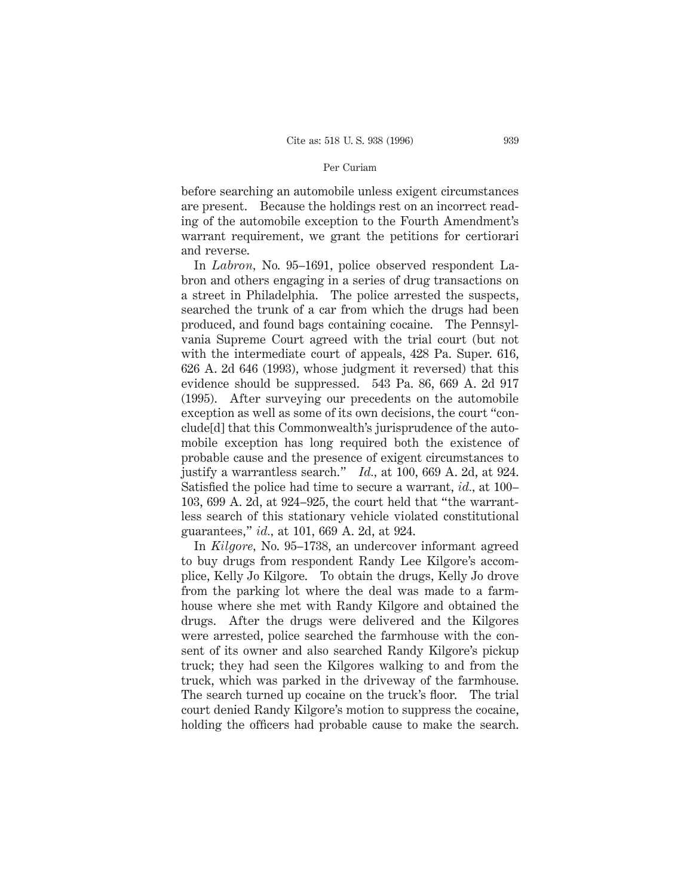before searching an automobile unless exigent circumstances are present. Because the holdings rest on an incorrect reading of the automobile exception to the Fourth Amendment's warrant requirement, we grant the petitions for certiorari and reverse.

In *Labron,* No. 95–1691, police observed respondent Labron and others engaging in a series of drug transactions on a street in Philadelphia. The police arrested the suspects, searched the trunk of a car from which the drugs had been produced, and found bags containing cocaine. The Pennsylvania Supreme Court agreed with the trial court (but not with the intermediate court of appeals, 428 Pa. Super. 616, 626 A. 2d 646 (1993), whose judgment it reversed) that this evidence should be suppressed. 543 Pa. 86, 669 A. 2d 917 (1995). After surveying our precedents on the automobile exception as well as some of its own decisions, the court "conclude[d] that this Commonwealth's jurisprudence of the automobile exception has long required both the existence of probable cause and the presence of exigent circumstances to justify a warrantless search." *Id.,* at 100, 669 A. 2d, at 924. Satisfied the police had time to secure a warrant, *id.,* at 100–103, 699 A. 2d, at 924–925, the court held that "the warrantless search of this stationary vehicle violated constitutional guarantees," *id.,* at 101, 669 A. 2d, at 924.

In *Kilgore,* No. 95–1738, an undercover informant agreed to buy drugs from respondent Randy Lee Kilgore's accomplice, Kelly Jo Kilgore. To obtain the drugs, Kelly Jo drove from the parking lot where the deal was made to a farmhouse where she met with Randy Kilgore and obtained the drugs. After the drugs were delivered and the Kilgores were arrested, police searched the farmhouse with the consent of its owner and also searched Randy Kilgore's pickup truck; they had seen the Kilgores walking to and from the truck, which was parked in the driveway of the farmhouse. The search turned up cocaine on the truck's floor. The trial court denied Randy Kilgore's motion to suppress the cocaine, holding the officers had probable cause to make the search.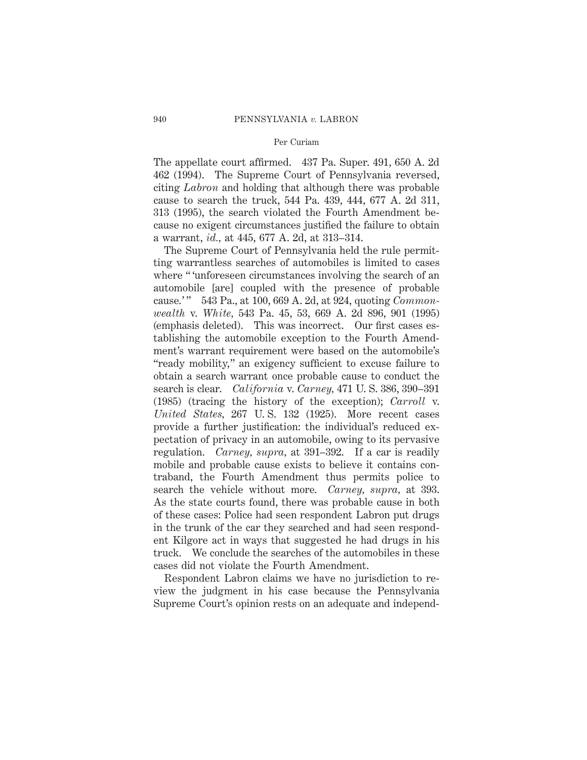The appellate court affirmed. 437 Pa. Super. 491, 650 A. 2d 462 (1994). The Supreme Court of Pennsylvania reversed, citing *Labron* and holding that although there was probable cause to search the truck, 544 Pa. 439, 444, 677 A. 2d 311, 313 (1995), the search violated the Fourth Amendment because no exigent circumstances justified the failure to obtain a warrant, *id.,* at 445, 677 A. 2d, at 313–314.

The Supreme Court of Pennsylvania held the rule permitting warrantless searches of automobiles is limited to cases where " 'unforeseen circumstances involving the search of an automobile [are] coupled with the presence of probable cause.' " 543 Pa., at 100, 669 A. 2d, at 924, quoting *Commonwealth* v. *White,* 543 Pa. 45, 53, 669 A. 2d 896, 901 (1995) (emphasis deleted). This was incorrect. Our first cases establishing the automobile exception to the Fourth Amendment's warrant requirement were based on the automobile's "ready mobility," an exigency sufficient to excuse failure to obtain a search warrant once probable cause to conduct the search is clear. *California* v. *Carney,* 471 U. S. 386, 390–391 (1985) (tracing the history of the exception); *Carroll* v. *United States,* 267 U. S. 132 (1925). More recent cases provide a further justification: the individual's reduced expectation of privacy in an automobile, owing to its pervasive regulation. *Carney, supra,* at 391–392. If a car is readily mobile and probable cause exists to believe it contains contraband, the Fourth Amendment thus permits police to search the vehicle without more. *Carney, supra,* at 393. As the state courts found, there was probable cause in both of these cases: Police had seen respondent Labron put drugs in the trunk of the car they searched and had seen respondent Kilgore act in ways that suggested he had drugs in his truck. We conclude the searches of the automobiles in these cases did not violate the Fourth Amendment.

Respondent Labron claims we have no jurisdiction to review the judgment in his case because the Pennsylvania Supreme Court's opinion rests on an adequate and independ-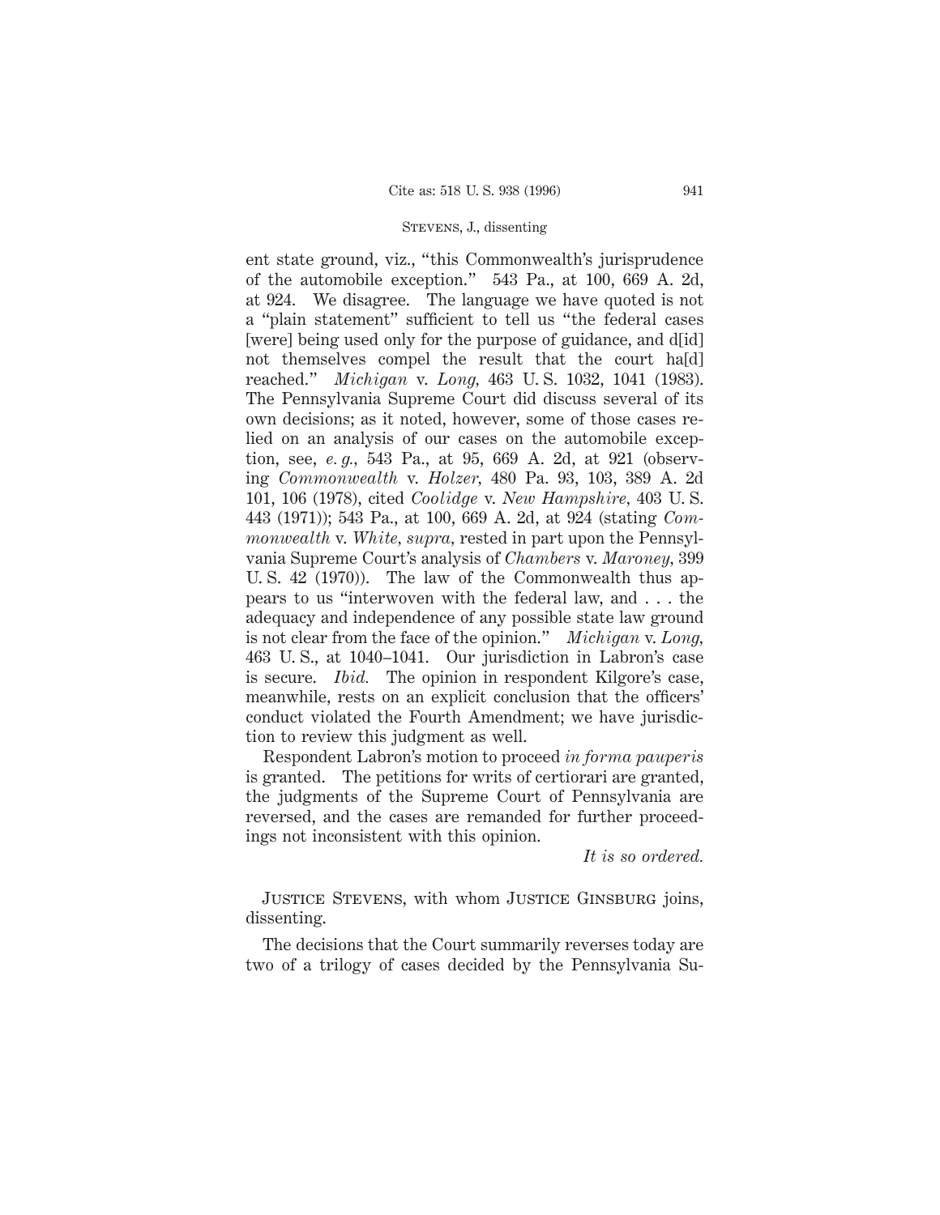ent state ground, viz., "this Commonwealth's jurisprudence of the automobile exception." 543 Pa., at 100, 669 A. 2d, at 924. We disagree. The language we have quoted is not a "plain statement" sufficient to tell us "the federal cases [were] being used only for the purpose of guidance, and d[id] not themselves compel the result that the court ha[d] reached." *Michigan* v. *Long*, 463 U. S. 1032, 1041 (1983). The Pennsylvania Supreme Court did discuss several of its own decisions; as it noted, however, some of those cases relied on an analysis of our cases on the automobile exception, see, *e. g.*, 543 Pa., at 95, 669 A. 2d, at 921 (observing *Commonwealth* v. *Holzer*, 480 Pa. 93, 103, 389 A. 2d 101, 106 (1978), cited *Coolidge* v. *New Hampshire*, 403 U. S. 443 (1971)); 543 Pa., at 100, 669 A. 2d, at 924 (stating *Commonwealth* v. *White*, *supra*, rested in part upon the Pennsylvania Supreme Court's analysis of *Chambers* v. *Maroney*, 399 U. S. 42 (1970)). The law of the Commonwealth thus appears to us "interwoven with the federal law, and . . . the adequacy and independence of any possible state law ground is not clear from the face of the opinion." *Michigan* v. *Long*, 463 U. S., at 1040–1041. Our jurisdiction in Labron's case is secure. *Ibid.* The opinion in respondent Kilgore's case, meanwhile, rests on an explicit conclusion that the officers' conduct violated the Fourth Amendment; we have jurisdiction to review this judgment as well.

Respondent Labron's motion to proceed *in forma pauperis* is granted. The petitions for writs of certiorari are granted, the judgments of the Supreme Court of Pennsylvania are reversed, and the cases are remanded for further proceedings not inconsistent with this opinion.

*It is so ordered.*

Justice Stevens, with whom Justice Ginsburg joins, dissenting.

The decisions that the Court summarily reverses today are two of a trilogy of cases decided by the Pennsylvania Su-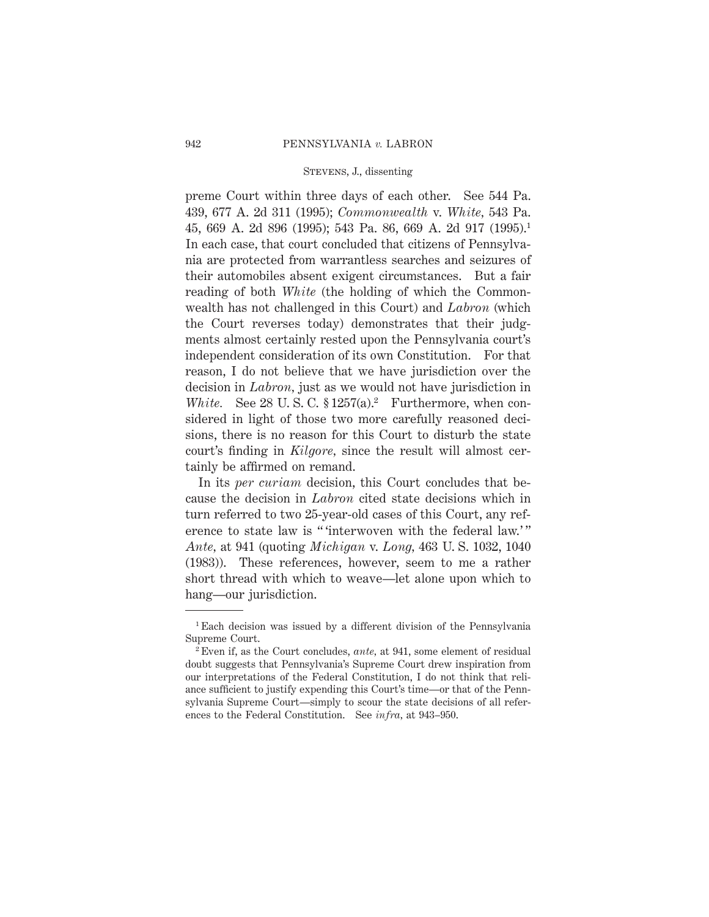preme Court within three days of each other. See 544 Pa. 439, 677 A. 2d 311 (1995); *Commonwealth* v. *White*, 543 Pa. 45, 669 A. 2d 896 (1995); 543 Pa. 86, 669 A. 2d 917 (1995).[1] In each case, that court concluded that citizens of Pennsylvania are protected from warrantless searches and seizures of their automobiles absent exigent circumstances. But a fair reading of both *White* (the holding of which the Commonwealth has not challenged in this Court) and *Labron* (which the Court reverses today) demonstrates that their judgments almost certainly rested upon the Pennsylvania court's independent consideration of its own Constitution. For that reason, I do not believe that we have jurisdiction over the decision in *Labron*, just as we would not have jurisdiction in *White*. See 28 U. S. C. § 1257(a).[2] Furthermore, when considered in light of those two more carefully reasoned decisions, there is no reason for this Court to disturb the state court's finding in *Kilgore*, since the result will almost certainly be affirmed on remand.

In its *per curiam* decision, this Court concludes that because the decision in *Labron* cited state decisions which in turn referred to two 25-year-old cases of this Court, any reference to state law is " 'interwoven with the federal law.' " *Ante*, at 941 (quoting *Michigan* v. *Long*, 463 U. S. 1032, 1040 (1983)). These references, however, seem to me a rather short thread with which to weave—let alone upon which to hang—our jurisdiction.

---

[1] Each decision was issued by a different division of the Pennsylvania Supreme Court.

[2] Even if, as the Court concludes, *ante*, at 941, some element of residual doubt suggests that Pennsylvania's Supreme Court drew inspiration from our interpretations of the Federal Constitution, I do not think that reliance sufficient to justify expending this Court's time—or that of the Pennsylvania Supreme Court—simply to scour the state decisions of all references to the Federal Constitution. See *infra*, at 943–950.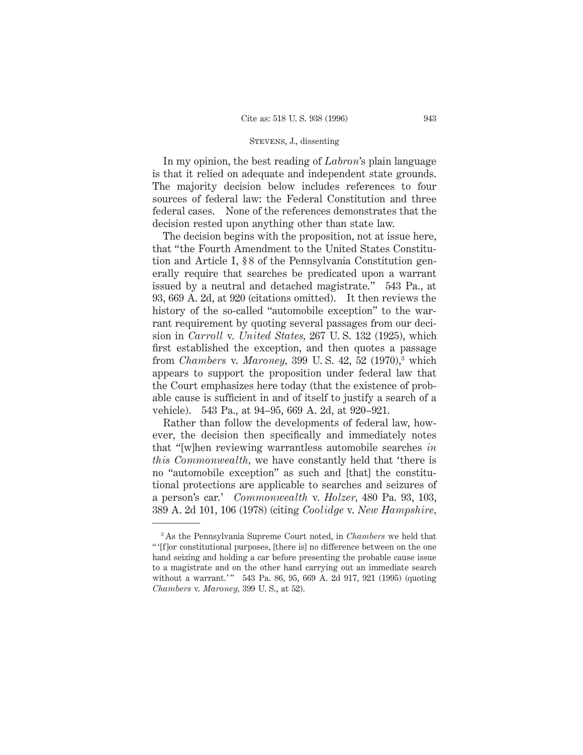In my opinion, the best reading of *Labron*'s plain language is that it relied on adequate and independent state grounds. The majority decision below includes references to four sources of federal law: the Federal Constitution and three federal cases. None of the references demonstrates that the decision rested upon anything other than state law.

The decision begins with the proposition, not at issue here, that "the Fourth Amendment to the United States Constitution and Article I, § 8 of the Pennsylvania Constitution generally require that searches be predicated upon a warrant issued by a neutral and detached magistrate." 543 Pa., at 93, 669 A. 2d, at 920 (citations omitted). It then reviews the history of the so-called "automobile exception" to the warrant requirement by quoting several passages from our decision in *Carroll* v. *United States*, 267 U. S. 132 (1925), which first established the exception, and then quotes a passage from *Chambers* v. *Maroney*, 399 U. S. 42, 52 (1970),[3] which appears to support the proposition under federal law that the Court emphasizes here today (that the existence of probable cause is sufficient in and of itself to justify a search of a vehicle). 543 Pa., at 94–95, 669 A. 2d, at 920–921.

Rather than follow the developments of federal law, however, the decision then specifically and immediately notes that "[w]hen reviewing warrantless automobile searches *in this Commonwealth*, we have constantly held that 'there is no "automobile exception" as such and [that] the constitutional protections are applicable to searches and seizures of a person's car.' *Commonwealth* v. *Holzer*, 480 Pa. 93, 103, 389 A. 2d 101, 106 (1978) (citing *Coolidge* v. *New Hampshire*,

---

[3] As the Pennsylvania Supreme Court noted, in *Chambers* we held that "'[f]or constitutional purposes, [there is] no difference between on the one hand seizing and holding a car before presenting the probable cause issue to a magistrate and on the other hand carrying out an immediate search without a warrant.'" 543 Pa. 86, 95, 669 A. 2d 917, 921 (1995) (quoting *Chambers* v. *Maroney*, 399 U. S., at 52).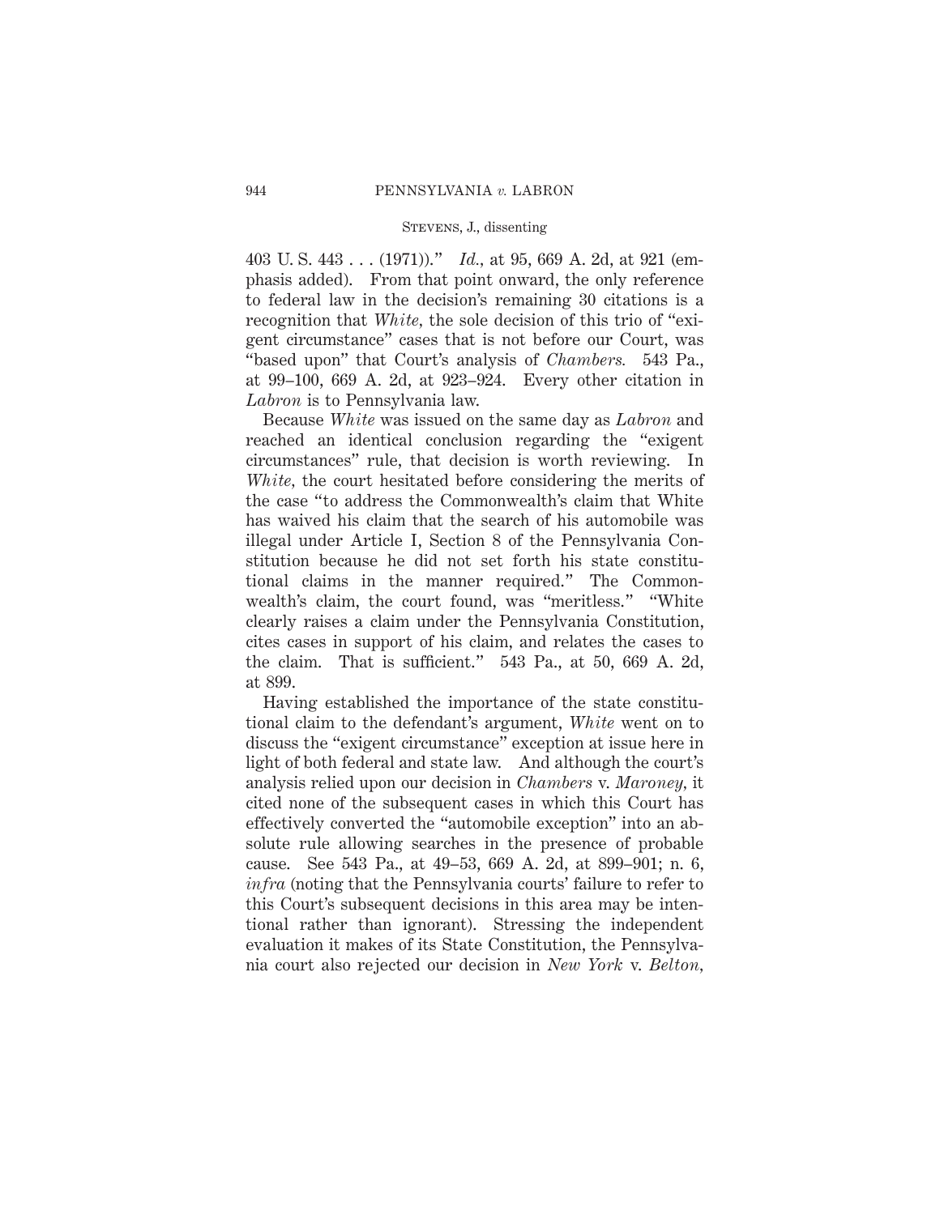403 U. S. 443 . . . (1971))." *Id.*, at 95, 669 A. 2d, at 921 (emphasis added). From that point onward, the only reference to federal law in the decision's remaining 30 citations is a recognition that *White*, the sole decision of this trio of "exigent circumstance" cases that is not before our Court, was "based upon" that Court's analysis of *Chambers.* 543 Pa., at 99–100, 669 A. 2d, at 923–924. Every other citation in *Labron* is to Pennsylvania law.

Because *White* was issued on the same day as *Labron* and reached an identical conclusion regarding the "exigent circumstances" rule, that decision is worth reviewing. In *White*, the court hesitated before considering the merits of the case "to address the Commonwealth's claim that White has waived his claim that the search of his automobile was illegal under Article I, Section 8 of the Pennsylvania Constitution because he did not set forth his state constitutional claims in the manner required." The Commonwealth's claim, the court found, was "meritless." "White clearly raises a claim under the Pennsylvania Constitution, cites cases in support of his claim, and relates the cases to the claim. That is sufficient." 543 Pa., at 50, 669 A. 2d, at 899.

Having established the importance of the state constitutional claim to the defendant's argument, *White* went on to discuss the "exigent circumstance" exception at issue here in light of both federal and state law. And although the court's analysis relied upon our decision in *Chambers* v. *Maroney*, it cited none of the subsequent cases in which this Court has effectively converted the "automobile exception" into an absolute rule allowing searches in the presence of probable cause. See 543 Pa., at 49–53, 669 A. 2d, at 899–901; n. 6, *infra* (noting that the Pennsylvania courts' failure to refer to this Court's subsequent decisions in this area may be intentional rather than ignorant). Stressing the independent evaluation it makes of its State Constitution, the Pennsylvania court also rejected our decision in *New York* v. *Belton*,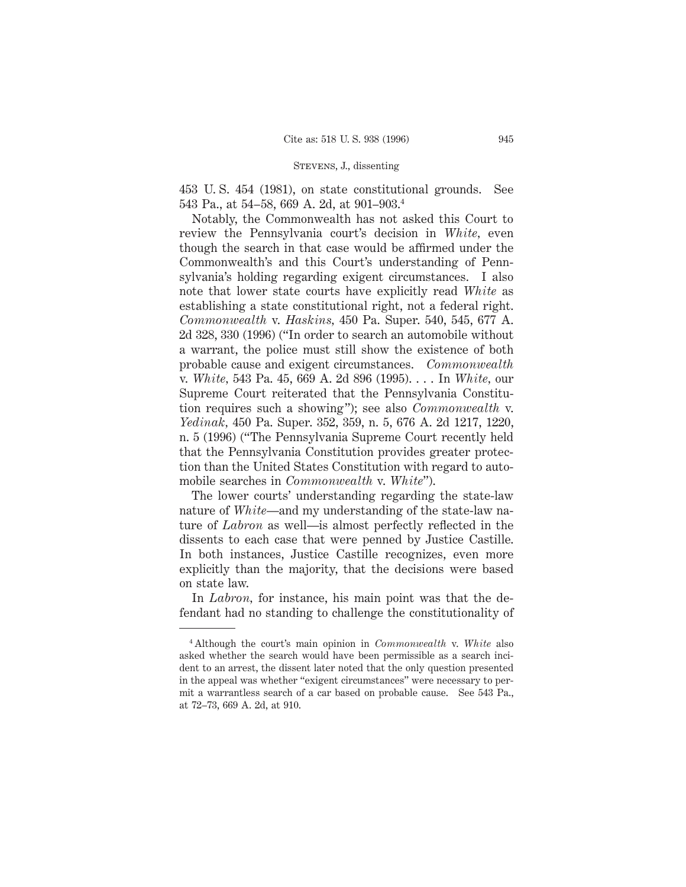453 U. S. 454 (1981), on state constitutional grounds. See 543 Pa., at 54–58, 669 A. 2d, at 901–903.[4]

Notably, the Commonwealth has not asked this Court to review the Pennsylvania court's decision in *White*, even though the search in that case would be affirmed under the Commonwealth's and this Court's understanding of Pennsylvania's holding regarding exigent circumstances. I also note that lower state courts have explicitly read *White* as establishing a state constitutional right, not a federal right. *Commonwealth* v. *Haskins*, 450 Pa. Super. 540, 545, 677 A. 2d 328, 330 (1996) ("In order to search an automobile without a warrant, the police must still show the existence of both probable cause and exigent circumstances. *Commonwealth* v. *White*, 543 Pa. 45, 669 A. 2d 896 (1995). . . . In *White*, our Supreme Court reiterated that the Pennsylvania Constitution requires such a showing"); see also *Commonwealth* v. *Yedinak*, 450 Pa. Super. 352, 359, n. 5, 676 A. 2d 1217, 1220, n. 5 (1996) ("The Pennsylvania Supreme Court recently held that the Pennsylvania Constitution provides greater protection than the United States Constitution with regard to automobile searches in *Commonwealth* v. *White*").

The lower courts' understanding regarding the state-law nature of *White*—and my understanding of the state-law nature of *Labron* as well—is almost perfectly reflected in the dissents to each case that were penned by Justice Castille. In both instances, Justice Castille recognizes, even more explicitly than the majority, that the decisions were based on state law.

In *Labron*, for instance, his main point was that the defendant had no standing to challenge the constitutionality of

---

[4] Although the court's main opinion in *Commonwealth* v. *White* also asked whether the search would have been permissible as a search incident to an arrest, the dissent later noted that the only question presented in the appeal was whether "exigent circumstances" were necessary to permit a warrantless search of a car based on probable cause. See 543 Pa., at 72–73, 669 A. 2d, at 910.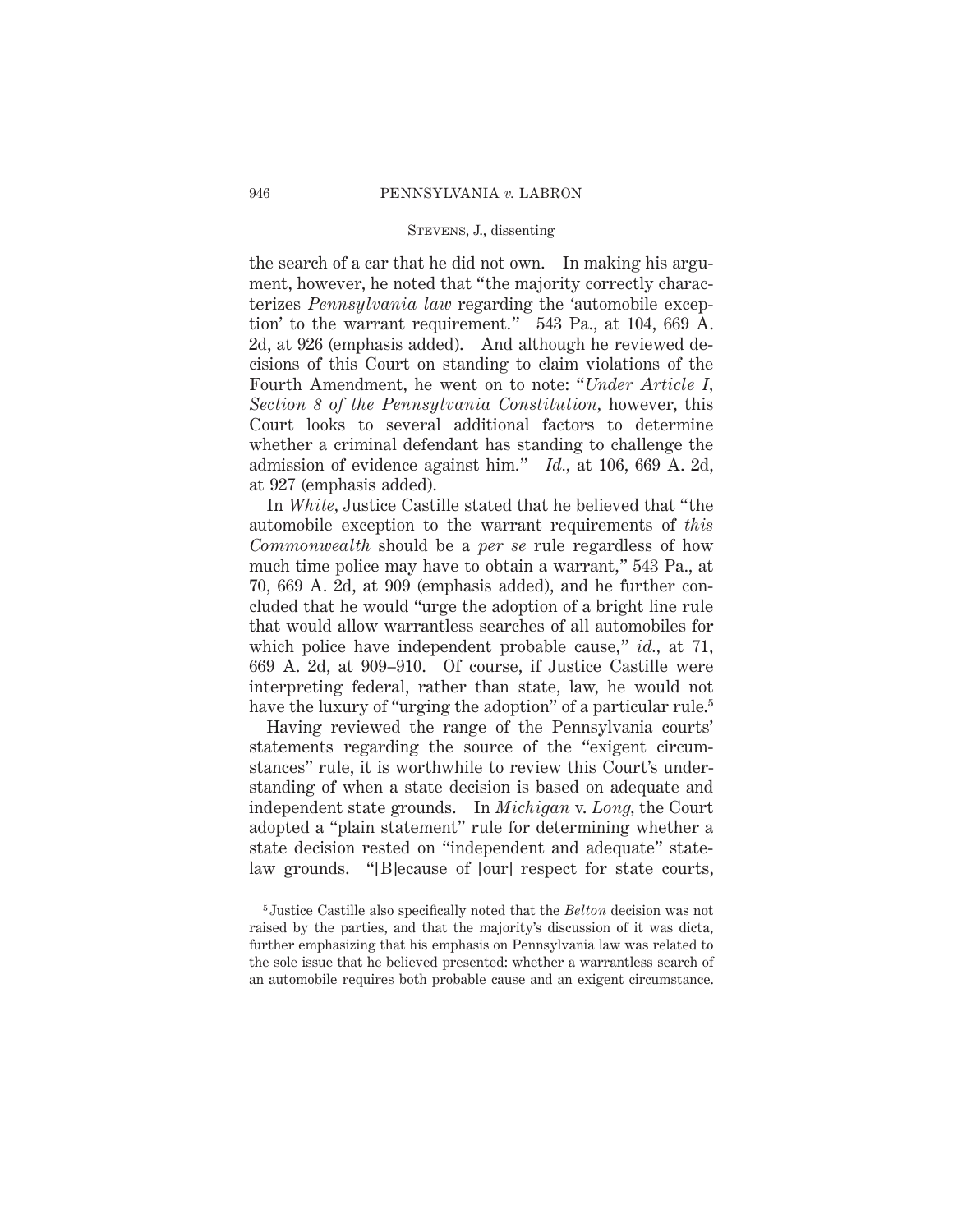the search of a car that he did not own. In making his argument, however, he noted that "the majority correctly characterizes *Pennsylvania law* regarding the 'automobile exception' to the warrant requirement." 543 Pa., at 104, 669 A. 2d, at 926 (emphasis added). And although he reviewed decisions of this Court on standing to claim violations of the Fourth Amendment, he went on to note: "*Under Article I, Section 8 of the Pennsylvania Constitution*, however, this Court looks to several additional factors to determine whether a criminal defendant has standing to challenge the admission of evidence against him." *Id.*, at 106, 669 A. 2d, at 927 (emphasis added).

In *White*, Justice Castille stated that he believed that "the automobile exception to the warrant requirements of *this Commonwealth* should be a *per se* rule regardless of how much time police may have to obtain a warrant," 543 Pa., at 70, 669 A. 2d, at 909 (emphasis added), and he further concluded that he would "urge the adoption of a bright line rule that would allow warrantless searches of all automobiles for which police have independent probable cause," *id.*, at 71, 669 A. 2d, at 909–910. Of course, if Justice Castille were interpreting federal, rather than state, law, he would not have the luxury of "urging the adoption" of a particular rule.[5]

Having reviewed the range of the Pennsylvania courts' statements regarding the source of the "exigent circumstances" rule, it is worthwhile to review this Court's understanding of when a state decision is based on adequate and independent state grounds. In *Michigan* v. *Long*, the Court adopted a "plain statement" rule for determining whether a state decision rested on "independent and adequate" state-law grounds. "[B]ecause of [our] respect for state courts,

---

[5] Justice Castille also specifically noted that the *Belton* decision was not raised by the parties, and that the majority's discussion of it was dicta, further emphasizing that his emphasis on Pennsylvania law was related to the sole issue that he believed presented: whether a warrantless search of an automobile requires both probable cause and an exigent circumstance.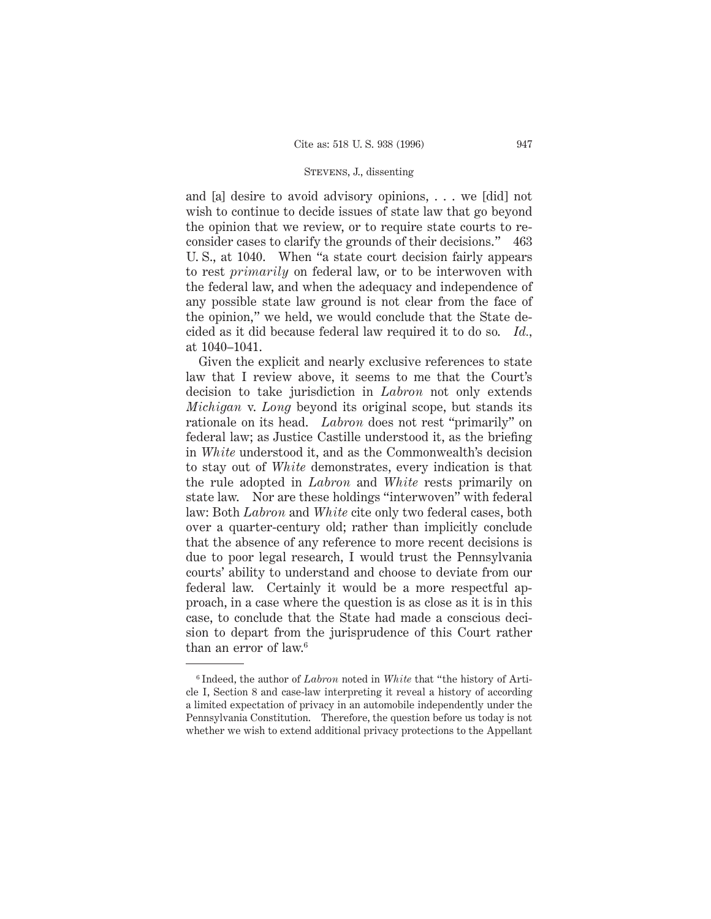and [a] desire to avoid advisory opinions, . . . we [did] not wish to continue to decide issues of state law that go beyond the opinion that we review, or to require state courts to reconsider cases to clarify the grounds of their decisions." 463 U. S., at 1040. When "a state court decision fairly appears to rest *primarily* on federal law, or to be interwoven with the federal law, and when the adequacy and independence of any possible state law ground is not clear from the face of the opinion," we held, we would conclude that the State decided as it did because federal law required it to do so. *Id.*, at 1040–1041.

Given the explicit and nearly exclusive references to state law that I review above, it seems to me that the Court's decision to take jurisdiction in *Labron* not only extends *Michigan* v. *Long* beyond its original scope, but stands its rationale on its head. *Labron* does not rest "primarily" on federal law; as Justice Castille understood it, as the briefing in *White* understood it, and as the Commonwealth's decision to stay out of *White* demonstrates, every indication is that the rule adopted in *Labron* and *White* rests primarily on state law. Nor are these holdings "interwoven" with federal law: Both *Labron* and *White* cite only two federal cases, both over a quarter-century old; rather than implicitly conclude that the absence of any reference to more recent decisions is due to poor legal research, I would trust the Pennsylvania courts' ability to understand and choose to deviate from our federal law. Certainly it would be a more respectful approach, in a case where the question is as close as it is in this case, to conclude that the State had made a conscious decision to depart from the jurisprudence of this Court rather than an error of law.[6]

---

[6] Indeed, the author of *Labron* noted in *White* that "the history of Article I, Section 8 and case-law interpreting it reveal a history of according a limited expectation of privacy in an automobile independently under the Pennsylvania Constitution. Therefore, the question before us today is not whether we wish to extend additional privacy protections to the Appellant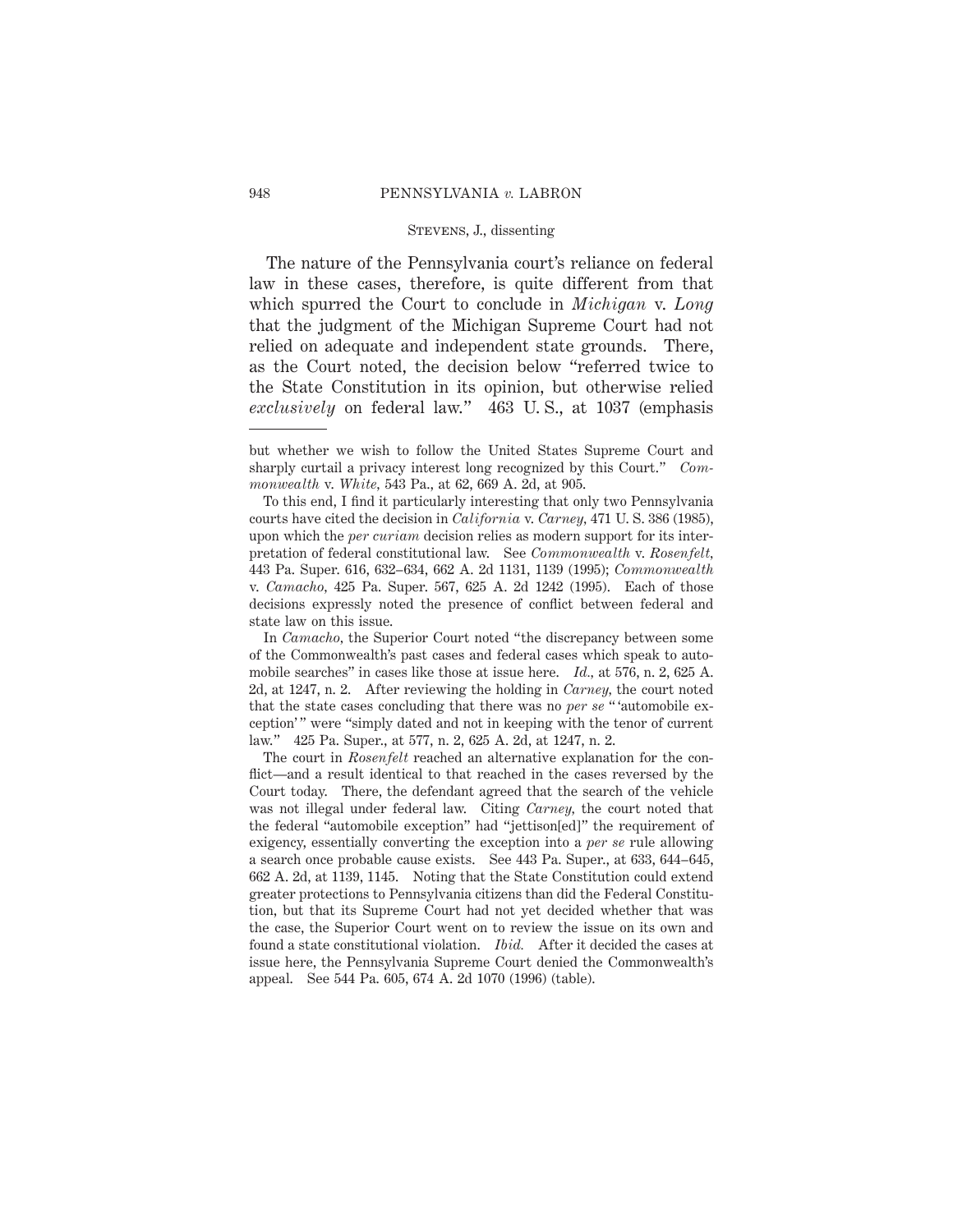The nature of the Pennsylvania court's reliance on federal law in these cases, therefore, is quite different from that which spurred the Court to conclude in *Michigan* v. *Long* that the judgment of the Michigan Supreme Court had not relied on adequate and independent state grounds. There, as the Court noted, the decision below "referred twice to the State Constitution in its opinion, but otherwise relied *exclusively* on federal law." 463 U. S., at 1037 (emphasis

---

but whether we wish to follow the United States Supreme Court and sharply curtail a privacy interest long recognized by this Court." *Commonwealth* v. *White*, 543 Pa., at 62, 669 A. 2d, at 905.

To this end, I find it particularly interesting that only two Pennsylvania courts have cited the decision in *California* v. *Carney*, 471 U. S. 386 (1985), upon which the *per curiam* decision relies as modern support for its interpretation of federal constitutional law. See *Commonwealth* v. *Rosenfelt*, 443 Pa. Super. 616, 632–634, 662 A. 2d 1131, 1139 (1995); *Commonwealth* v. *Camacho*, 425 Pa. Super. 567, 625 A. 2d 1242 (1995). Each of those decisions expressly noted the presence of conflict between federal and state law on this issue.

In *Camacho*, the Superior Court noted "the discrepancy between some of the Commonwealth's past cases and federal cases which speak to automobile searches" in cases like those at issue here. *Id.,* at 576, n. 2, 625 A. 2d, at 1247, n. 2. After reviewing the holding in *Carney*, the court noted that the state cases concluding that there was no *per se* "'automobile exception'" were "simply dated and not in keeping with the tenor of current law." 425 Pa. Super., at 577, n. 2, 625 A. 2d, at 1247, n. 2.

The court in *Rosenfelt* reached an alternative explanation for the conflict—and a result identical to that reached in the cases reversed by the Court today. There, the defendant agreed that the search of the vehicle was not illegal under federal law. Citing *Carney*, the court noted that the federal "automobile exception" had "jettison[ed]" the requirement of exigency, essentially converting the exception into a *per se* rule allowing a search once probable cause exists. See 443 Pa. Super., at 633, 644–645, 662 A. 2d, at 1139, 1145. Noting that the State Constitution could extend greater protections to Pennsylvania citizens than did the Federal Constitution, but that its Supreme Court had not yet decided whether that was the case, the Superior Court went on to review the issue on its own and found a state constitutional violation. *Ibid.* After it decided the cases at issue here, the Pennsylvania Supreme Court denied the Commonwealth's appeal. See 544 Pa. 605, 674 A. 2d 1070 (1996) (table).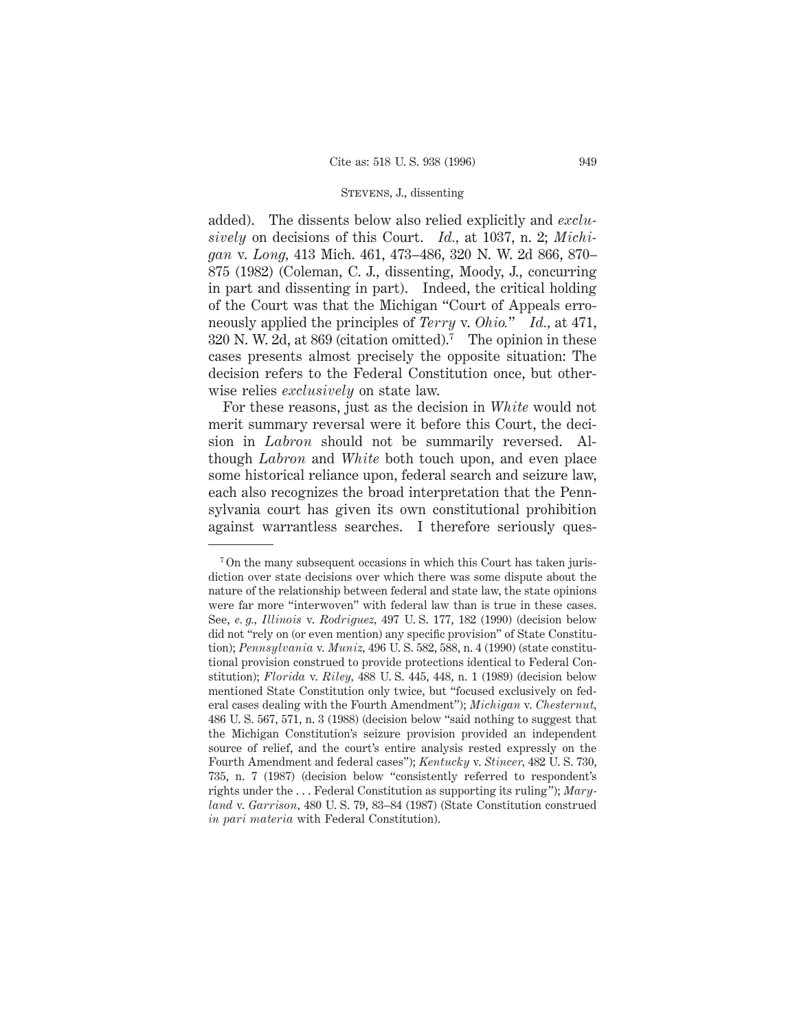added). The dissents below also relied explicitly and *exclusively* on decisions of this Court. *Id.*, at 1037, n. 2; *Michigan* v. *Long*, 413 Mich. 461, 473–486, 320 N. W. 2d 866, 870–875 (1982) (Coleman, C. J., dissenting, Moody, J., concurring in part and dissenting in part). Indeed, the critical holding of the Court was that the Michigan "Court of Appeals erroneously applied the principles of *Terry* v. *Ohio*." *Id.*, at 471, 320 N. W. 2d, at 869 (citation omitted).[7] The opinion in these cases presents almost precisely the opposite situation: The decision refers to the Federal Constitution once, but otherwise relies *exclusively* on state law.

For these reasons, just as the decision in *White* would not merit summary reversal were it before this Court, the decision in *Labron* should not be summarily reversed. Although *Labron* and *White* both touch upon, and even place some historical reliance upon, federal search and seizure law, each also recognizes the broad interpretation that the Pennsylvania court has given its own constitutional prohibition against warrantless searches. I therefore seriously ques-

---

[7] On the many subsequent occasions in which this Court has taken jurisdiction over state decisions over which there was some dispute about the nature of the relationship between federal and state law, the state opinions were far more "interwoven" with federal law than is true in these cases. See, *e. g.*, *Illinois* v. *Rodriguez*, 497 U. S. 177, 182 (1990) (decision below did not "rely on (or even mention) any specific provision" of State Constitution); *Pennsylvania* v. *Muniz*, 496 U. S. 582, 588, n. 4 (1990) (state constitutional provision construed to provide protections identical to Federal Constitution); *Florida* v. *Riley*, 488 U. S. 445, 448, n. 1 (1989) (decision below mentioned State Constitution only twice, but "focused exclusively on federal cases dealing with the Fourth Amendment"); *Michigan* v. *Chesternut*, 486 U. S. 567, 571, n. 3 (1988) (decision below "said nothing to suggest that the Michigan Constitution's seizure provision provided an independent source of relief, and the court's entire analysis rested expressly on the Fourth Amendment and federal cases"); *Kentucky* v. *Stincer*, 482 U. S. 730, 735, n. 7 (1987) (decision below "consistently referred to respondent's rights under the . . . Federal Constitution as supporting its ruling"); *Maryland* v. *Garrison*, 480 U. S. 79, 83–84 (1987) (State Constitution construed *in pari materia* with Federal Constitution).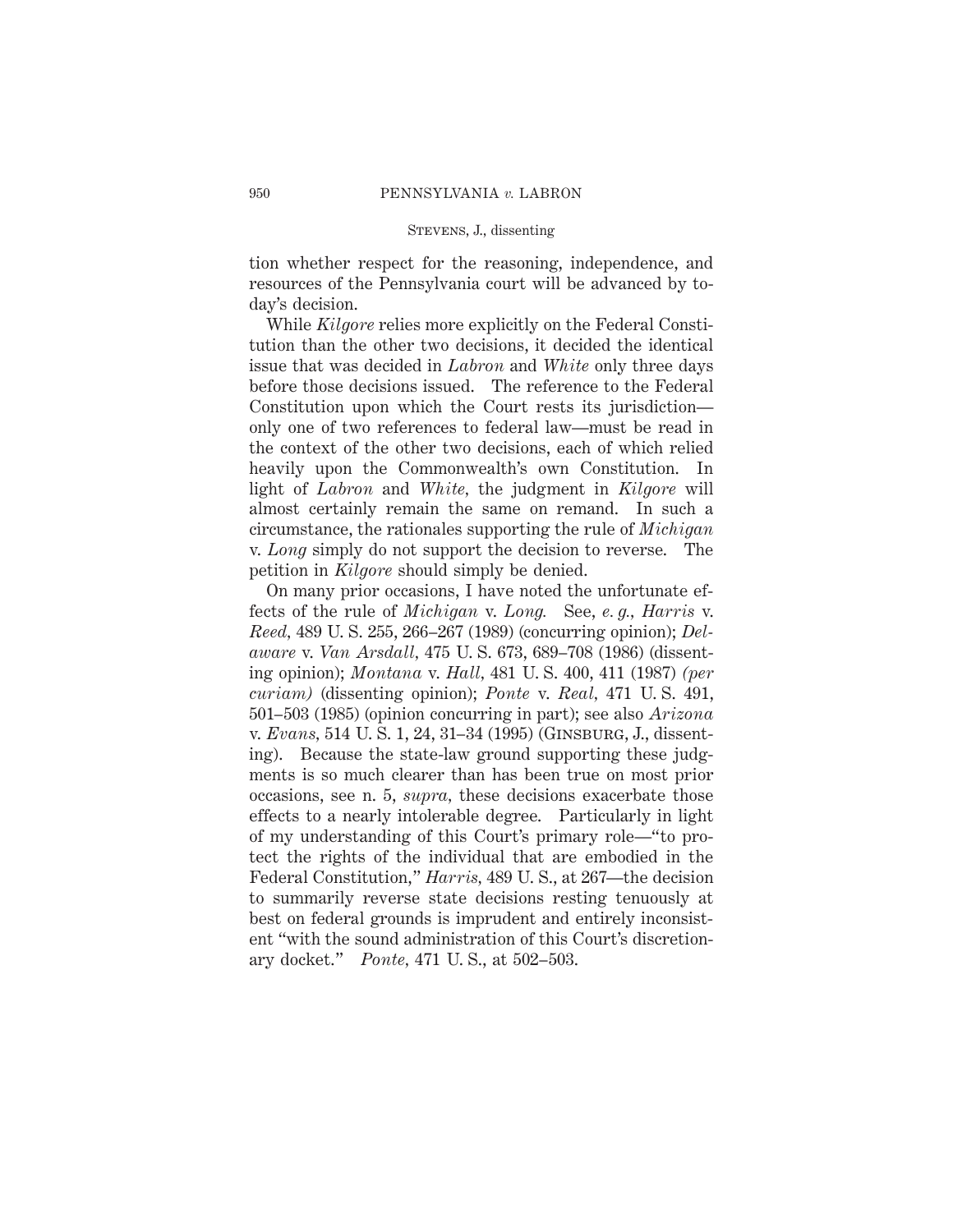tion whether respect for the reasoning, independence, and resources of the Pennsylvania court will be advanced by today's decision.

While *Kilgore* relies more explicitly on the Federal Constitution than the other two decisions, it decided the identical issue that was decided in *Labron* and *White* only three days before those decisions issued. The reference to the Federal Constitution upon which the Court rests its jurisdiction—only one of two references to federal law—must be read in the context of the other two decisions, each of which relied heavily upon the Commonwealth's own Constitution. In light of *Labron* and *White,* the judgment in *Kilgore* will almost certainly remain the same on remand. In such a circumstance, the rationales supporting the rule of *Michigan* v. *Long* simply do not support the decision to reverse. The petition in *Kilgore* should simply be denied.

On many prior occasions, I have noted the unfortunate effects of the rule of *Michigan* v. *Long.* See, *e. g., Harris* v. *Reed,* 489 U. S. 255, 266–267 (1989) (concurring opinion); *Delaware* v. *Van Arsdall,* 475 U. S. 673, 689–708 (1986) (dissenting opinion); *Montana* v. *Hall,* 481 U. S. 400, 411 (1987) *(per curiam)* (dissenting opinion); *Ponte* v. *Real,* 471 U. S. 491, 501–503 (1985) (opinion concurring in part); see also *Arizona* v. *Evans,* 514 U. S. 1, 24, 31–34 (1995) (GINSBURG, J., dissenting). Because the state-law ground supporting these judgments is so much clearer than has been true on most prior occasions, see n. 5, *supra,* these decisions exacerbate those effects to a nearly intolerable degree. Particularly in light of my understanding of this Court's primary role—"to protect the rights of the individual that are embodied in the Federal Constitution," *Harris,* 489 U. S., at 267—the decision to summarily reverse state decisions resting tenuously at best on federal grounds is imprudent and entirely inconsistent "with the sound administration of this Court's discretionary docket." *Ponte,* 471 U. S., at 502–503.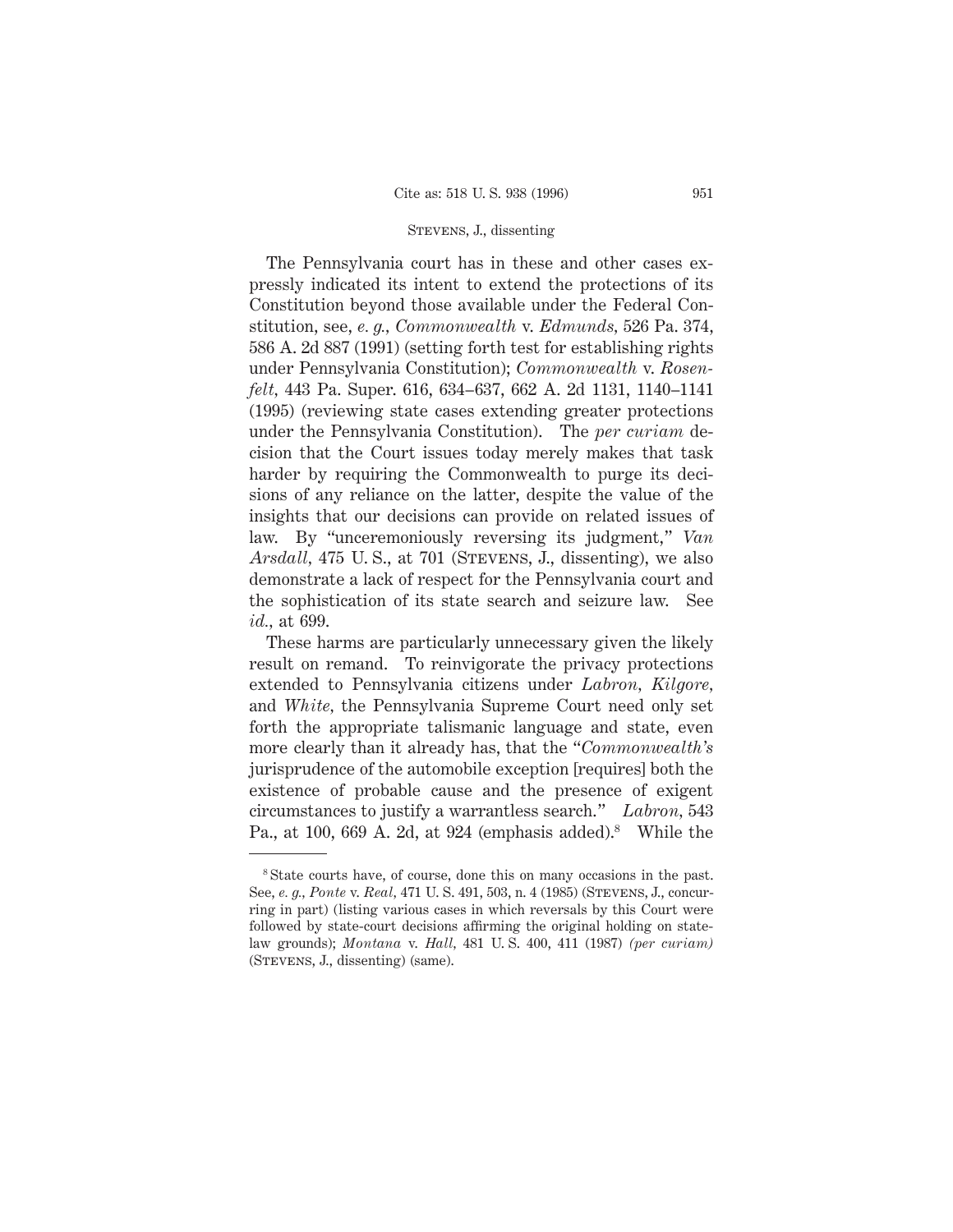The Pennsylvania court has in these and other cases expressly indicated its intent to extend the protections of its Constitution beyond those available under the Federal Constitution, see, *e. g.*, *Commonwealth* v. *Edmunds*, 526 Pa. 374, 586 A. 2d 887 (1991) (setting forth test for establishing rights under Pennsylvania Constitution); *Commonwealth* v. *Rosenfelt*, 443 Pa. Super. 616, 634–637, 662 A. 2d 1131, 1140–1141 (1995) (reviewing state cases extending greater protections under the Pennsylvania Constitution). The *per curiam* decision that the Court issues today merely makes that task harder by requiring the Commonwealth to purge its decisions of any reliance on the latter, despite the value of the insights that our decisions can provide on related issues of law. By "unceremoniously reversing its judgment," *Van Arsdall*, 475 U. S., at 701 (STEVENS, J., dissenting), we also demonstrate a lack of respect for the Pennsylvania court and the sophistication of its state search and seizure law. See *id.*, at 699.

These harms are particularly unnecessary given the likely result on remand. To reinvigorate the privacy protections extended to Pennsylvania citizens under *Labron*, *Kilgore*, and *White*, the Pennsylvania Supreme Court need only set forth the appropriate talismanic language and state, even more clearly than it already has, that the "*Commonwealth's* jurisprudence of the automobile exception [requires] both the existence of probable cause and the presence of exigent circumstances to justify a warrantless search." *Labron*, 543 Pa., at 100, 669 A. 2d, at 924 (emphasis added).[8] While the

---

[8] State courts have, of course, done this on many occasions in the past. See, *e. g.*, *Ponte* v. *Real*, 471 U. S. 491, 503, n. 4 (1985) (STEVENS, J., concurring in part) (listing various cases in which reversals by this Court were followed by state-court decisions affirming the original holding on state-law grounds); *Montana* v. *Hall*, 481 U. S. 400, 411 (1987) *(per curiam)* (STEVENS, J., dissenting) (same).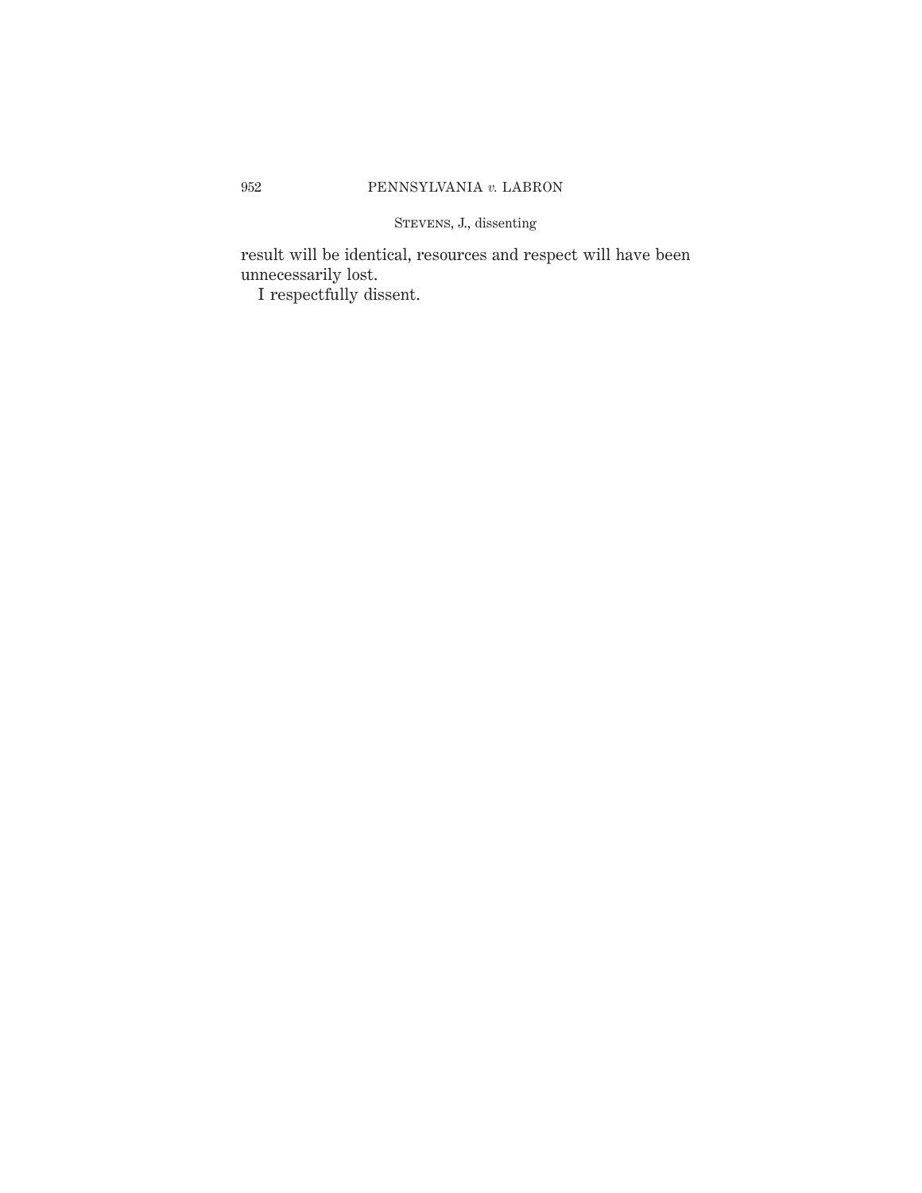result will be identical, resources and respect will have been unnecessarily lost.

I respectfully dissent.